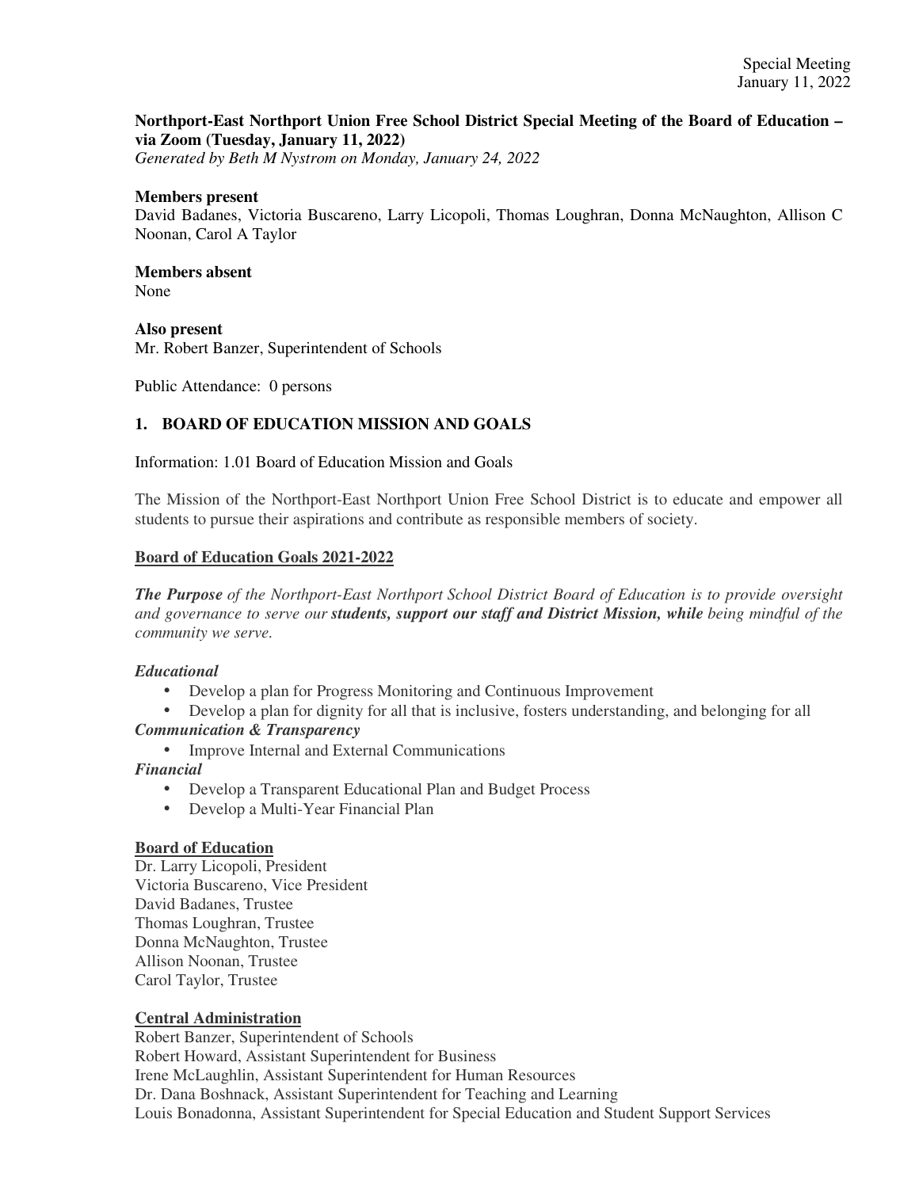Special Meeting
January 11, 2022

**Northport-East Northport Union Free School District Special Meeting of the Board of Education – via Zoom (Tuesday, January 11, 2022)**
*Generated by Beth M Nystrom on Monday, January 24, 2022*

**Members present**
David Badanes, Victoria Buscareno, Larry Licopoli, Thomas Loughran, Donna McNaughton, Allison C Noonan, Carol A Taylor

**Members absent**
None

**Also present**
Mr. Robert Banzer, Superintendent of Schools

Public Attendance: 0 persons

## 1. BOARD OF EDUCATION MISSION AND GOALS

Information: 1.01 Board of Education Mission and Goals

The Mission of the Northport-East Northport Union Free School District is to educate and empower all students to pursue their aspirations and contribute as responsible members of society.

**Board of Education Goals 2021-2022**

***The Purpose*** *of the Northport-East Northport School District Board of Education is to provide oversight and governance to serve our* ***students, support our staff and District Mission, while*** *being mindful of the community we serve.*

***Educational***

- Develop a plan for Progress Monitoring and Continuous Improvement
- Develop a plan for dignity for all that is inclusive, fosters understanding, and belonging for all

***Communication & Transparency***

- Improve Internal and External Communications

***Financial***

- Develop a Transparent Educational Plan and Budget Process
- Develop a Multi-Year Financial Plan

**Board of Education**
Dr. Larry Licopoli, President
Victoria Buscareno, Vice President
David Badanes, Trustee
Thomas Loughran, Trustee
Donna McNaughton, Trustee
Allison Noonan, Trustee
Carol Taylor, Trustee

**Central Administration**
Robert Banzer, Superintendent of Schools
Robert Howard, Assistant Superintendent for Business
Irene McLaughlin, Assistant Superintendent for Human Resources
Dr. Dana Boshnack, Assistant Superintendent for Teaching and Learning
Louis Bonadonna, Assistant Superintendent for Special Education and Student Support Services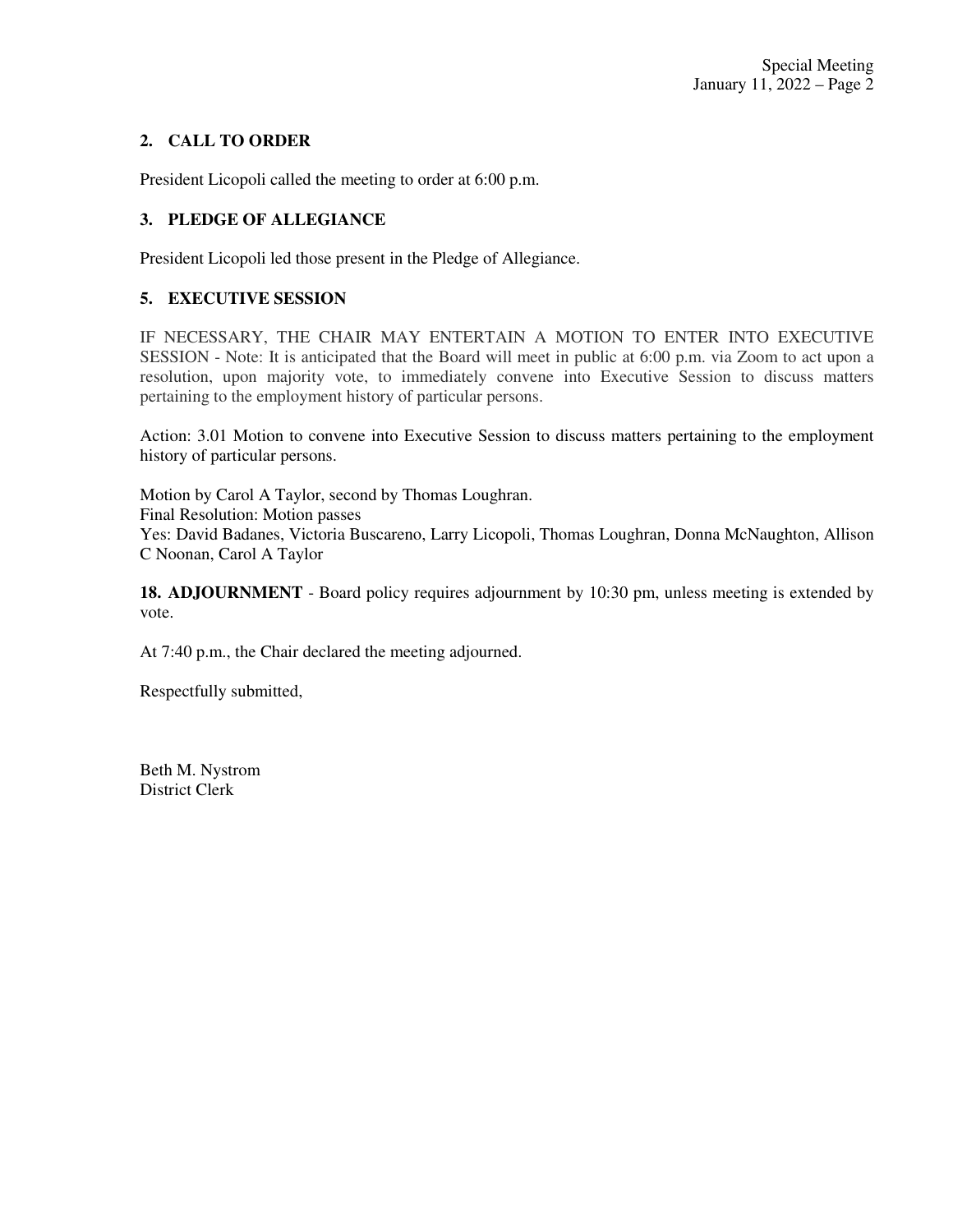## 2. CALL TO ORDER

President Licopoli called the meeting to order at 6:00 p.m.

## 3. PLEDGE OF ALLEGIANCE

President Licopoli led those present in the Pledge of Allegiance.

## 5. EXECUTIVE SESSION

IF NECESSARY, THE CHAIR MAY ENTERTAIN A MOTION TO ENTER INTO EXECUTIVE SESSION - Note: It is anticipated that the Board will meet in public at 6:00 p.m. via Zoom to act upon a resolution, upon majority vote, to immediately convene into Executive Session to discuss matters pertaining to the employment history of particular persons.

Action: 3.01 Motion to convene into Executive Session to discuss matters pertaining to the employment history of particular persons.

Motion by Carol A Taylor, second by Thomas Loughran.
Final Resolution: Motion passes
Yes: David Badanes, Victoria Buscareno, Larry Licopoli, Thomas Loughran, Donna McNaughton, Allison C Noonan, Carol A Taylor

**18. ADJOURNMENT** - Board policy requires adjournment by 10:30 pm, unless meeting is extended by vote.

At 7:40 p.m., the Chair declared the meeting adjourned.

Respectfully submitted,

Beth M. Nystrom
District Clerk